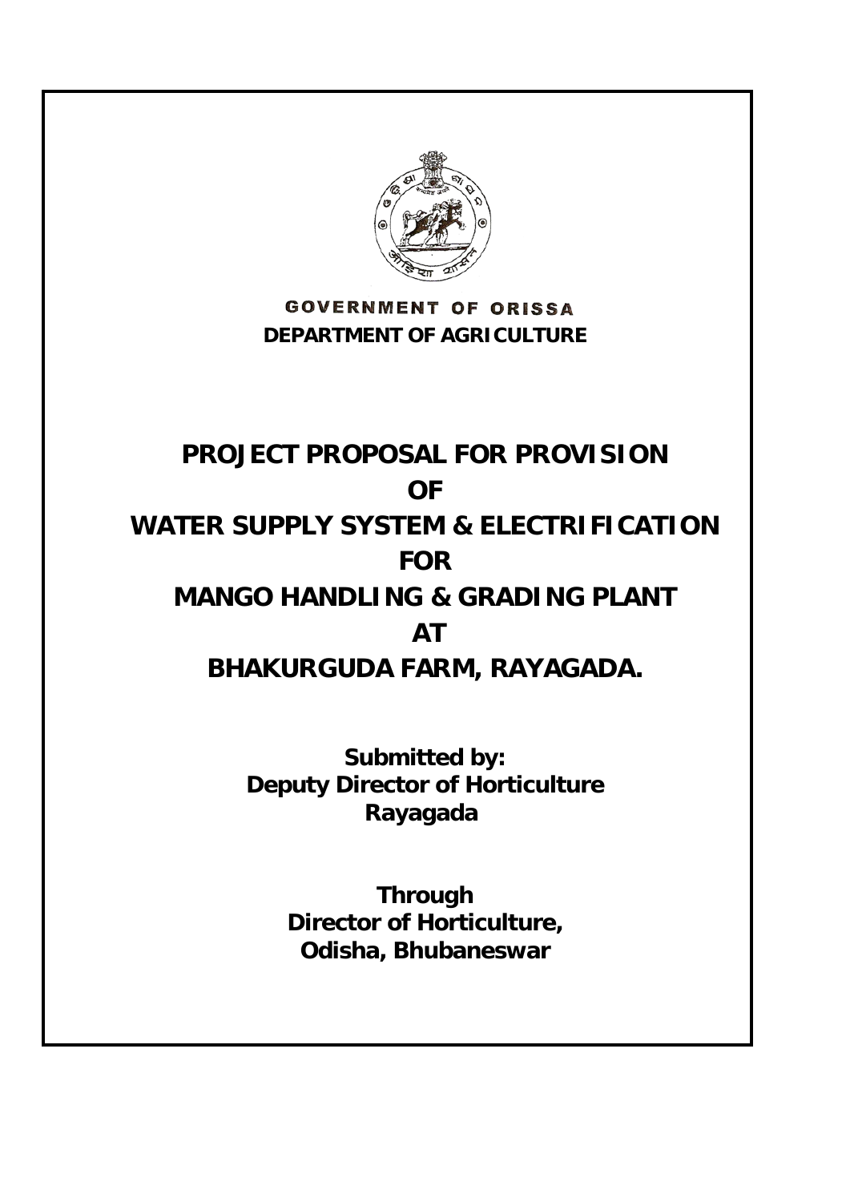**GOVERNMENT OF ORISSA**
**DEPARTMENT OF AGRICULTURE**

# PROJECT PROPOSAL FOR PROVISION OF WATER SUPPLY SYSTEM & ELECTRIFICATION FOR MANGO HANDLING & GRADING PLANT AT BHAKURGUDA FARM, RAYAGADA.

**Submitted by:**
**Deputy Director of Horticulture**
**Rayagada**

**Through**
**Director of Horticulture,**
**Odisha, Bhubaneswar**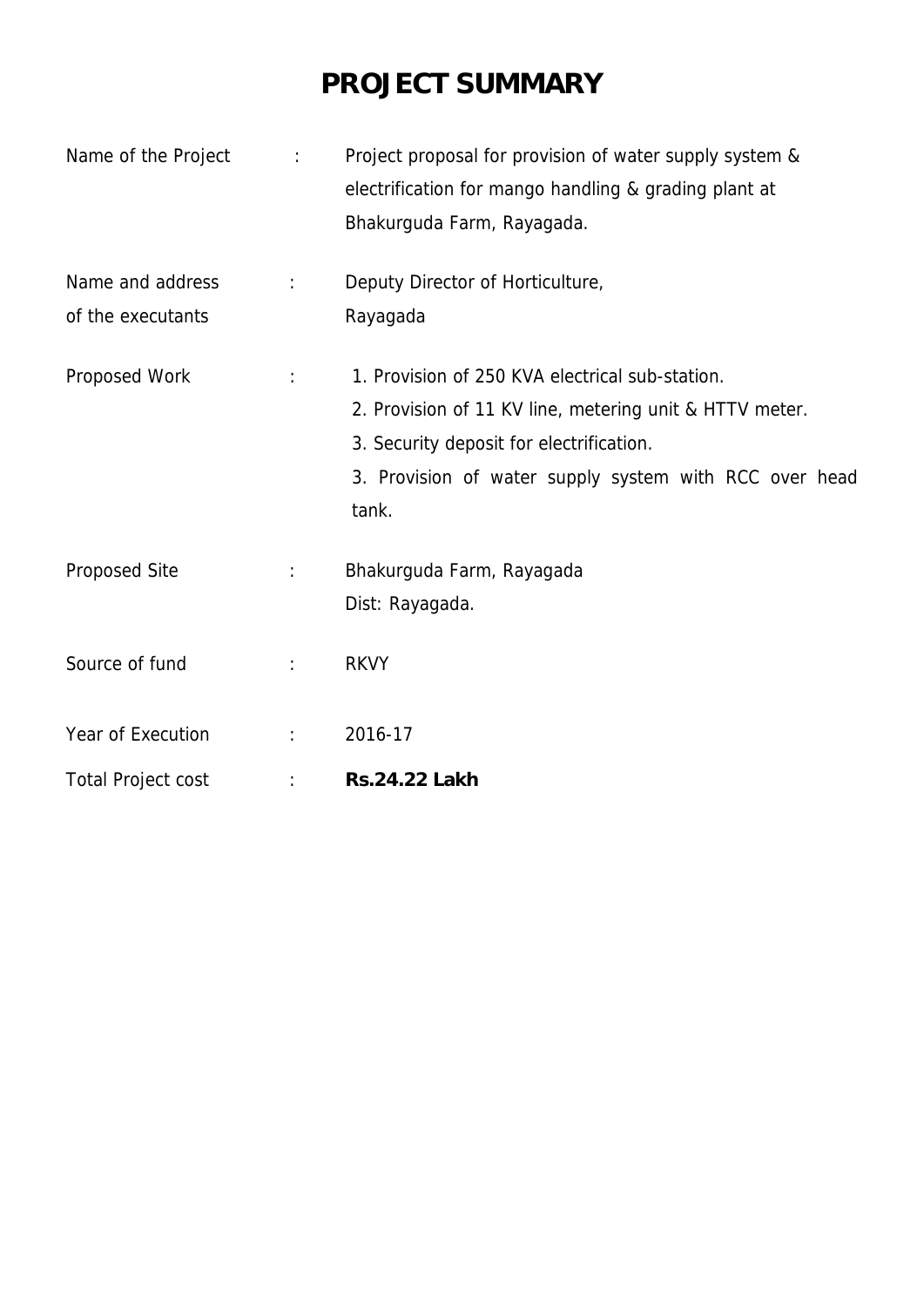# PROJECT SUMMARY

| | | |
|---|---|---|
| Name of the Project | : | Project proposal for provision of water supply system & electrification for mango handling & grading plant at Bhakurguda Farm, Rayagada. |
| Name and address of the executants | : | Deputy Director of Horticulture, Rayagada |
| Proposed Work | : | 1. Provision of 250 KVA electrical sub-station.<br>2. Provision of 11 KV line, metering unit & HTTV meter.<br>3. Security deposit for electrification.<br>3. Provision of water supply system with RCC over head tank. |
| Proposed Site | : | Bhakurguda Farm, Rayagada<br>Dist: Rayagada. |
| Source of fund | : | RKVY |
| Year of Execution | : | 2016-17 |
| Total Project cost | : | **Rs.24.22 Lakh** |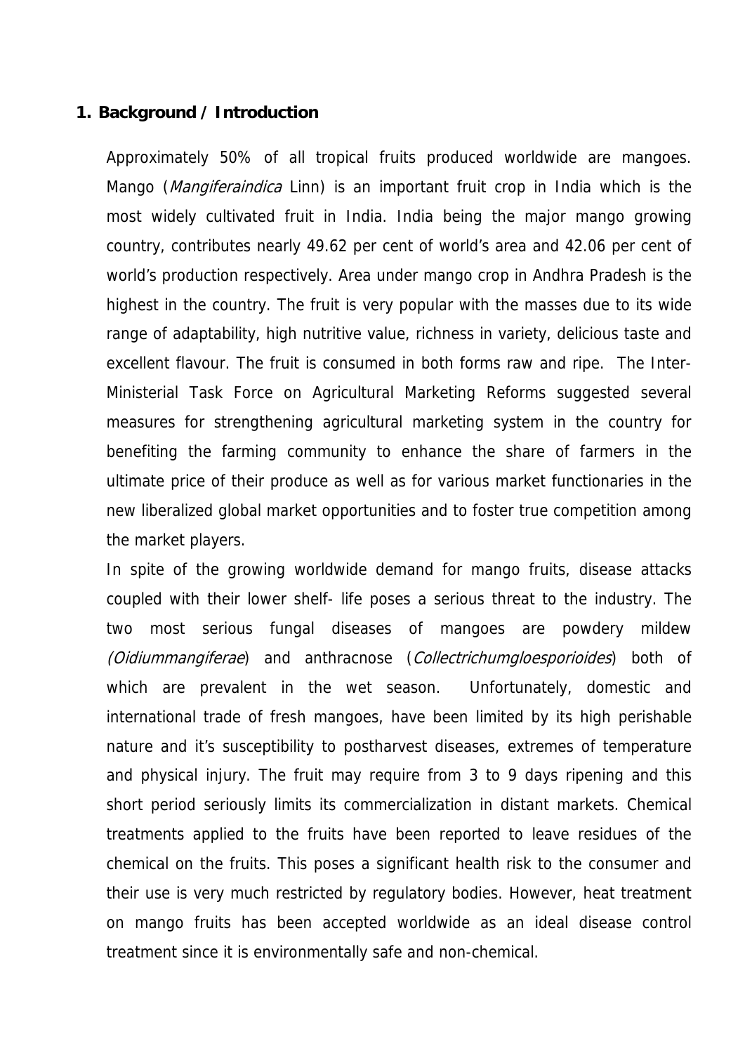## 1. Background / Introduction

Approximately 50% of all tropical fruits produced worldwide are mangoes. Mango (*Mangiferaindica* Linn) is an important fruit crop in India which is the most widely cultivated fruit in India. India being the major mango growing country, contributes nearly 49.62 per cent of world's area and 42.06 per cent of world's production respectively. Area under mango crop in Andhra Pradesh is the highest in the country. The fruit is very popular with the masses due to its wide range of adaptability, high nutritive value, richness in variety, delicious taste and excellent flavour. The fruit is consumed in both forms raw and ripe. The Inter-Ministerial Task Force on Agricultural Marketing Reforms suggested several measures for strengthening agricultural marketing system in the country for benefiting the farming community to enhance the share of farmers in the ultimate price of their produce as well as for various market functionaries in the new liberalized global market opportunities and to foster true competition among the market players.

In spite of the growing worldwide demand for mango fruits, disease attacks coupled with their lower shelf- life poses a serious threat to the industry. The two most serious fungal diseases of mangoes are powdery mildew *(Oidiummangiferae*) and anthracnose (*Collectrichumgloesporioides*) both of which are prevalent in the wet season. Unfortunately, domestic and international trade of fresh mangoes, have been limited by its high perishable nature and it's susceptibility to postharvest diseases, extremes of temperature and physical injury. The fruit may require from 3 to 9 days ripening and this short period seriously limits its commercialization in distant markets. Chemical treatments applied to the fruits have been reported to leave residues of the chemical on the fruits. This poses a significant health risk to the consumer and their use is very much restricted by regulatory bodies. However, heat treatment on mango fruits has been accepted worldwide as an ideal disease control treatment since it is environmentally safe and non-chemical.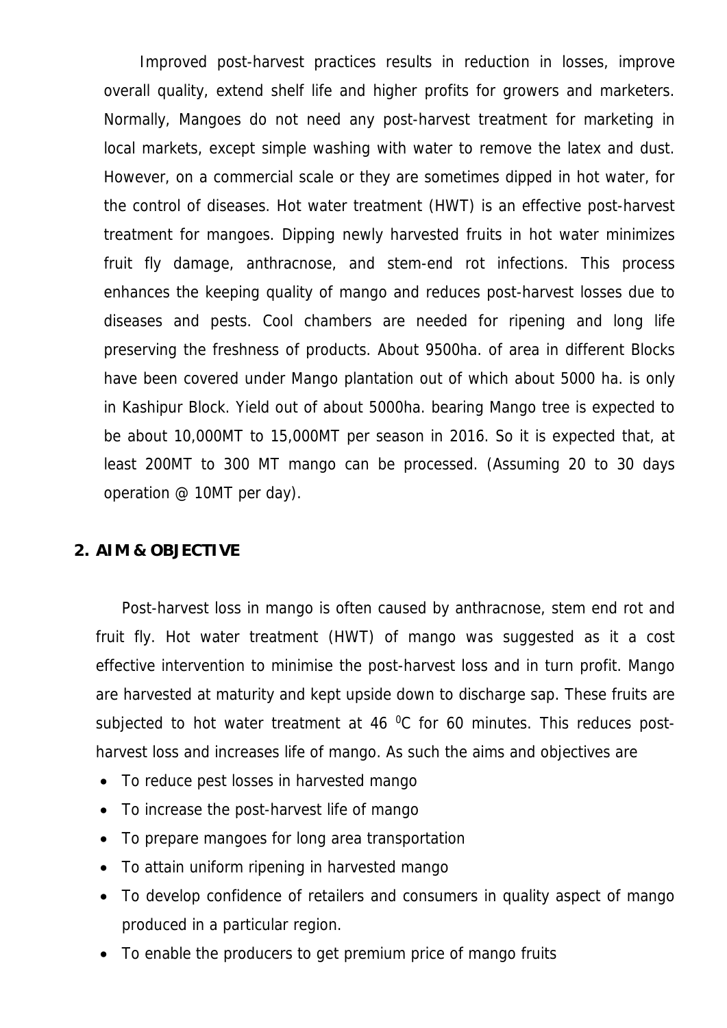Improved post-harvest practices results in reduction in losses, improve overall quality, extend shelf life and higher profits for growers and marketers. Normally, Mangoes do not need any post-harvest treatment for marketing in local markets, except simple washing with water to remove the latex and dust. However, on a commercial scale or they are sometimes dipped in hot water, for the control of diseases. Hot water treatment (HWT) is an effective post-harvest treatment for mangoes. Dipping newly harvested fruits in hot water minimizes fruit fly damage, anthracnose, and stem-end rot infections. This process enhances the keeping quality of mango and reduces post-harvest losses due to diseases and pests. Cool chambers are needed for ripening and long life preserving the freshness of products. About 9500ha. of area in different Blocks have been covered under Mango plantation out of which about 5000 ha. is only in Kashipur Block. Yield out of about 5000ha. bearing Mango tree is expected to be about 10,000MT to 15,000MT per season in 2016. So it is expected that, at least 200MT to 300 MT mango can be processed. (Assuming 20 to 30 days operation @ 10MT per day).

## 2. AIM & OBJECTIVE

Post-harvest loss in mango is often caused by anthracnose, stem end rot and fruit fly. Hot water treatment (HWT) of mango was suggested as it a cost effective intervention to minimise the post-harvest loss and in turn profit. Mango are harvested at maturity and kept upside down to discharge sap. These fruits are subjected to hot water treatment at 46 $^{0}$C for 60 minutes. This reduces post-harvest loss and increases life of mango. As such the aims and objectives are

- To reduce pest losses in harvested mango
- To increase the post-harvest life of mango
- To prepare mangoes for long area transportation
- To attain uniform ripening in harvested mango
- To develop confidence of retailers and consumers in quality aspect of mango produced in a particular region.
- To enable the producers to get premium price of mango fruits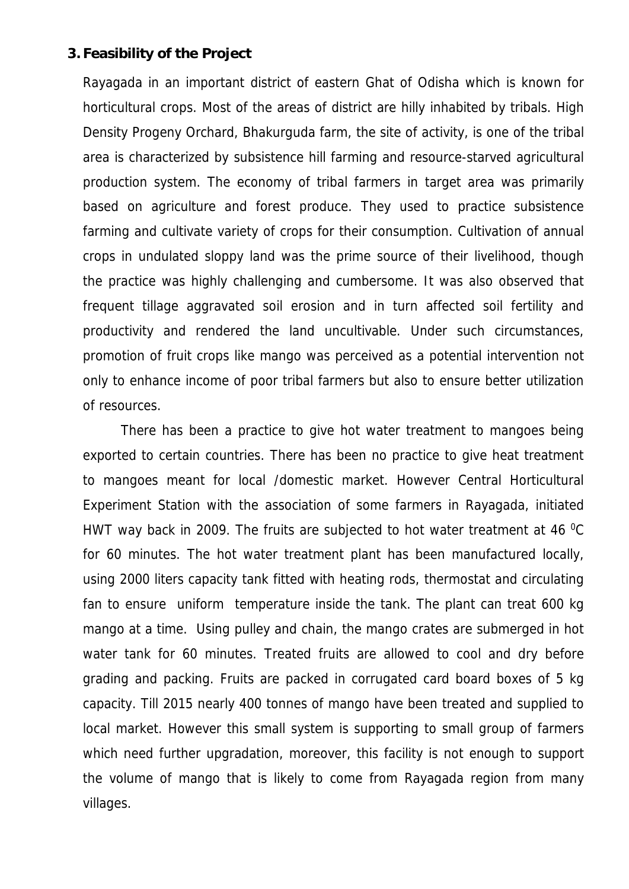## 3. Feasibility of the Project

Rayagada in an important district of eastern Ghat of Odisha which is known for horticultural crops. Most of the areas of district are hilly inhabited by tribals. High Density Progeny Orchard, Bhakurguda farm, the site of activity, is one of the tribal area is characterized by subsistence hill farming and resource-starved agricultural production system. The economy of tribal farmers in target area was primarily based on agriculture and forest produce. They used to practice subsistence farming and cultivate variety of crops for their consumption. Cultivation of annual crops in undulated sloppy land was the prime source of their livelihood, though the practice was highly challenging and cumbersome. It was also observed that frequent tillage aggravated soil erosion and in turn affected soil fertility and productivity and rendered the land uncultivable. Under such circumstances, promotion of fruit crops like mango was perceived as a potential intervention not only to enhance income of poor tribal farmers but also to ensure better utilization of resources.

There has been a practice to give hot water treatment to mangoes being exported to certain countries. There has been no practice to give heat treatment to mangoes meant for local /domestic market. However Central Horticultural Experiment Station with the association of some farmers in Rayagada, initiated HWT way back in 2009. The fruits are subjected to hot water treatment at 46 $^{0}$C for 60 minutes. The hot water treatment plant has been manufactured locally, using 2000 liters capacity tank fitted with heating rods, thermostat and circulating fan to ensure uniform temperature inside the tank. The plant can treat 600 kg mango at a time. Using pulley and chain, the mango crates are submerged in hot water tank for 60 minutes. Treated fruits are allowed to cool and dry before grading and packing. Fruits are packed in corrugated card board boxes of 5 kg capacity. Till 2015 nearly 400 tonnes of mango have been treated and supplied to local market. However this small system is supporting to small group of farmers which need further upgradation, moreover, this facility is not enough to support the volume of mango that is likely to come from Rayagada region from many villages.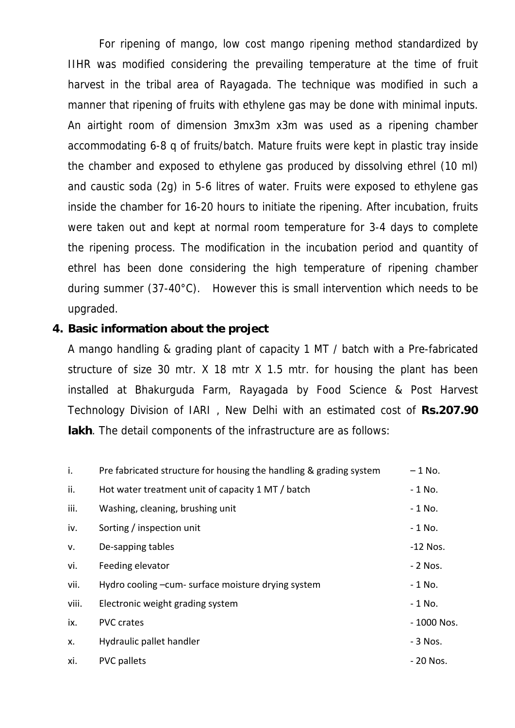For ripening of mango, low cost mango ripening method standardized by IIHR was modified considering the prevailing temperature at the time of fruit harvest in the tribal area of Rayagada. The technique was modified in such a manner that ripening of fruits with ethylene gas may be done with minimal inputs. An airtight room of dimension 3mx3m x3m was used as a ripening chamber accommodating 6-8 q of fruits/batch. Mature fruits were kept in plastic tray inside the chamber and exposed to ethylene gas produced by dissolving ethrel (10 ml) and caustic soda (2g) in 5-6 litres of water. Fruits were exposed to ethylene gas inside the chamber for 16-20 hours to initiate the ripening. After incubation, fruits were taken out and kept at normal room temperature for 3-4 days to complete the ripening process. The modification in the incubation period and quantity of ethrel has been done considering the high temperature of ripening chamber during summer (37-40°C). However this is small intervention which needs to be upgraded.

## 4. Basic information about the project

A mango handling & grading plant of capacity 1 MT / batch with a Pre-fabricated structure of size 30 mtr. X 18 mtr X 1.5 mtr. for housing the plant has been installed at Bhakurguda Farm, Rayagada by Food Science & Post Harvest Technology Division of IARI , New Delhi with an estimated cost of **Rs.207.90 lakh**. The detail components of the infrastructure are as follows:

| | | |
|---|---|---|
| i. | Pre fabricated structure for housing the handling & grading system | – 1 No. |
| ii. | Hot water treatment unit of capacity 1 MT / batch | - 1 No. |
| iii. | Washing, cleaning, brushing unit | - 1 No. |
| iv. | Sorting / inspection unit | - 1 No. |
| v. | De-sapping tables | -12 Nos. |
| vi. | Feeding elevator | - 2 Nos. |
| vii. | Hydro cooling –cum- surface moisture drying system | - 1 No. |
| viii. | Electronic weight grading system | - 1 No. |
| ix. | PVC crates | - 1000 Nos. |
| x. | Hydraulic pallet handler | - 3 Nos. |
| xi. | PVC pallets | - 20 Nos. |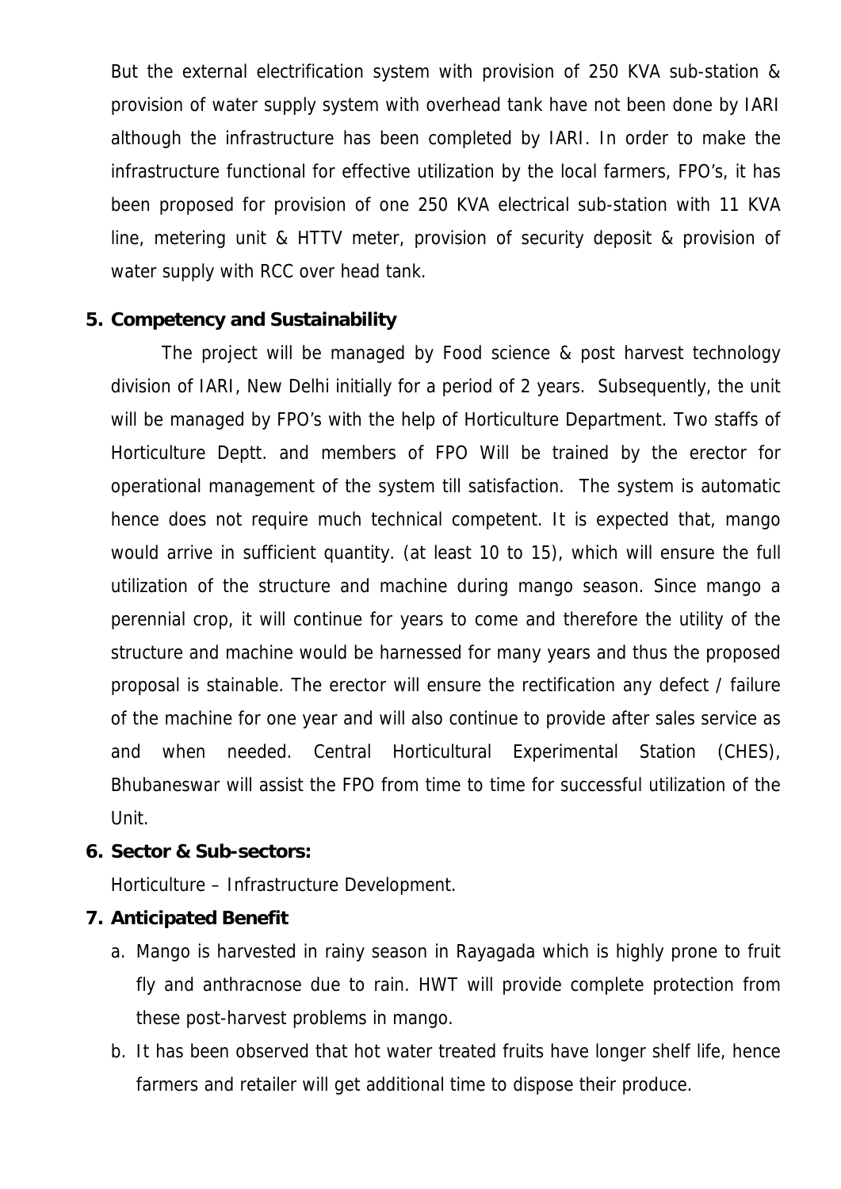But the external electrification system with provision of 250 KVA sub-station & provision of water supply system with overhead tank have not been done by IARI although the infrastructure has been completed by IARI. In order to make the infrastructure functional for effective utilization by the local farmers, FPO's, it has been proposed for provision of one 250 KVA electrical sub-station with 11 KVA line, metering unit & HTTV meter, provision of security deposit & provision of water supply with RCC over head tank.

**5. Competency and Sustainability**

The project will be managed by Food science & post harvest technology division of IARI, New Delhi initially for a period of 2 years. Subsequently, the unit will be managed by FPO's with the help of Horticulture Department. Two staffs of Horticulture Deptt. and members of FPO Will be trained by the erector for operational management of the system till satisfaction. The system is automatic hence does not require much technical competent. It is expected that, mango would arrive in sufficient quantity. (at least 10 to 15), which will ensure the full utilization of the structure and machine during mango season. Since mango a perennial crop, it will continue for years to come and therefore the utility of the structure and machine would be harnessed for many years and thus the proposed proposal is stainable. The erector will ensure the rectification any defect / failure of the machine for one year and will also continue to provide after sales service as and when needed. Central Horticultural Experimental Station (CHES), Bhubaneswar will assist the FPO from time to time for successful utilization of the Unit.

**6. Sector & Sub-sectors:**

Horticulture – Infrastructure Development.

**7. Anticipated Benefit**

a. Mango is harvested in rainy season in Rayagada which is highly prone to fruit fly and anthracnose due to rain. HWT will provide complete protection from these post-harvest problems in mango.

b. It has been observed that hot water treated fruits have longer shelf life, hence farmers and retailer will get additional time to dispose their produce.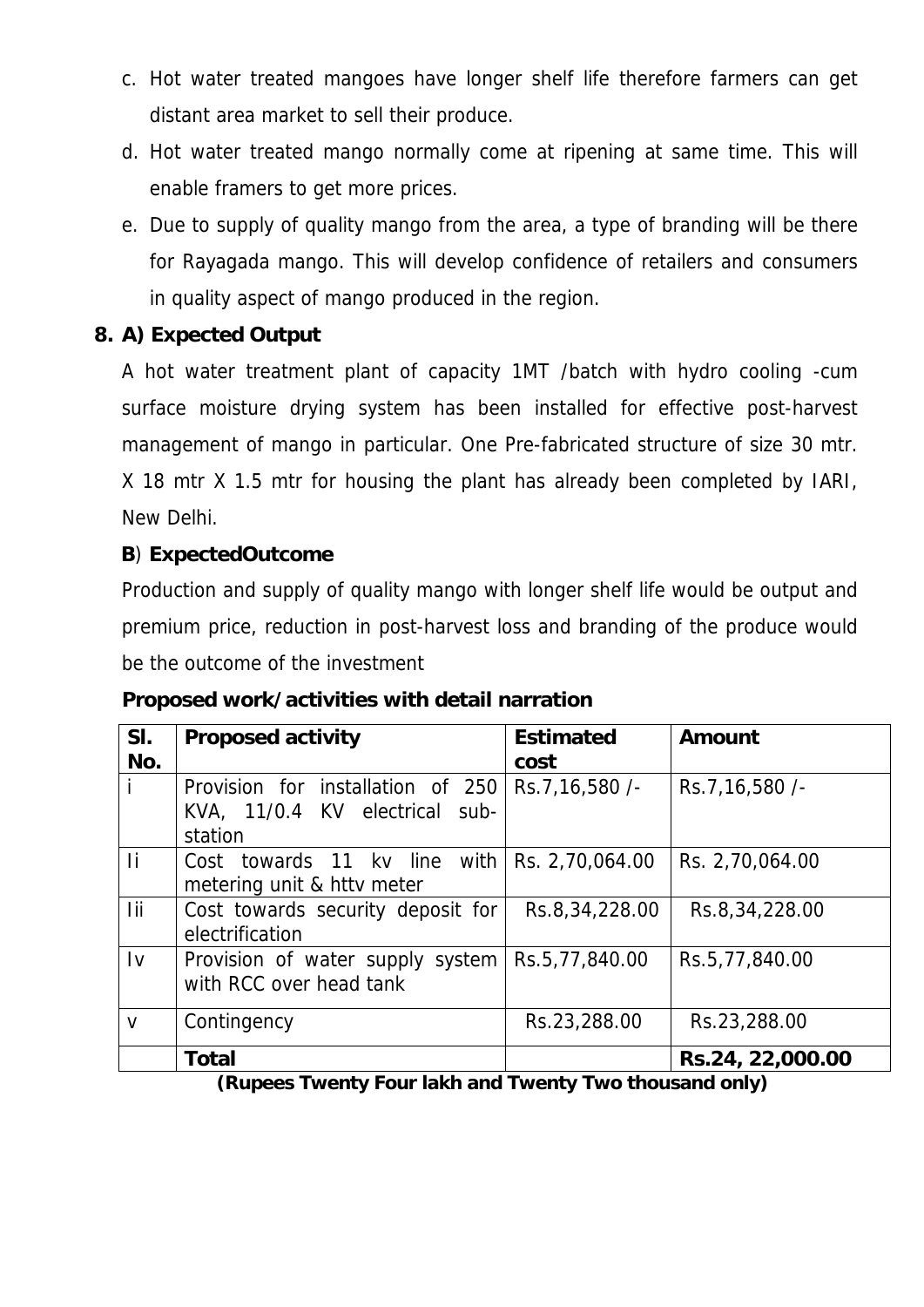c. Hot water treated mangoes have longer shelf life therefore farmers can get distant area market to sell their produce.

d. Hot water treated mango normally come at ripening at same time. This will enable framers to get more prices.

e. Due to supply of quality mango from the area, a type of branding will be there for Rayagada mango. This will develop confidence of retailers and consumers in quality aspect of mango produced in the region.

**8. A) Expected Output**

A hot water treatment plant of capacity 1MT /batch with hydro cooling -cum surface moisture drying system has been installed for effective post-harvest management of mango in particular. One Pre-fabricated structure of size 30 mtr. X 18 mtr X 1.5 mtr for housing the plant has already been completed by IARI, New Delhi.

**B**) **ExpectedOutcome**

Production and supply of quality mango with longer shelf life would be output and premium price, reduction in post-harvest loss and branding of the produce would be the outcome of the investment

**Proposed work/activities with detail narration**

| Sl. No. | Proposed activity | Estimated cost | Amount |
|---|---|---|---|
| i | Provision for installation of 250 KVA, 11/0.4 KV electrical sub-station | Rs.7,16,580 /- | Rs.7,16,580 /- |
| Ii | Cost towards 11 kv line with metering unit & httv meter | Rs. 2,70,064.00 | Rs. 2,70,064.00 |
| Iii | Cost towards security deposit for electrification | Rs.8,34,228.00 | Rs.8,34,228.00 |
| Iv | Provision of water supply system with RCC over head tank | Rs.5,77,840.00 | Rs.5,77,840.00 |
| v | Contingency | Rs.23,288.00 | Rs.23,288.00 |
| | **Total** | | **Rs.24, 22,000.00** |

**(Rupees Twenty Four lakh and Twenty Two thousand only)**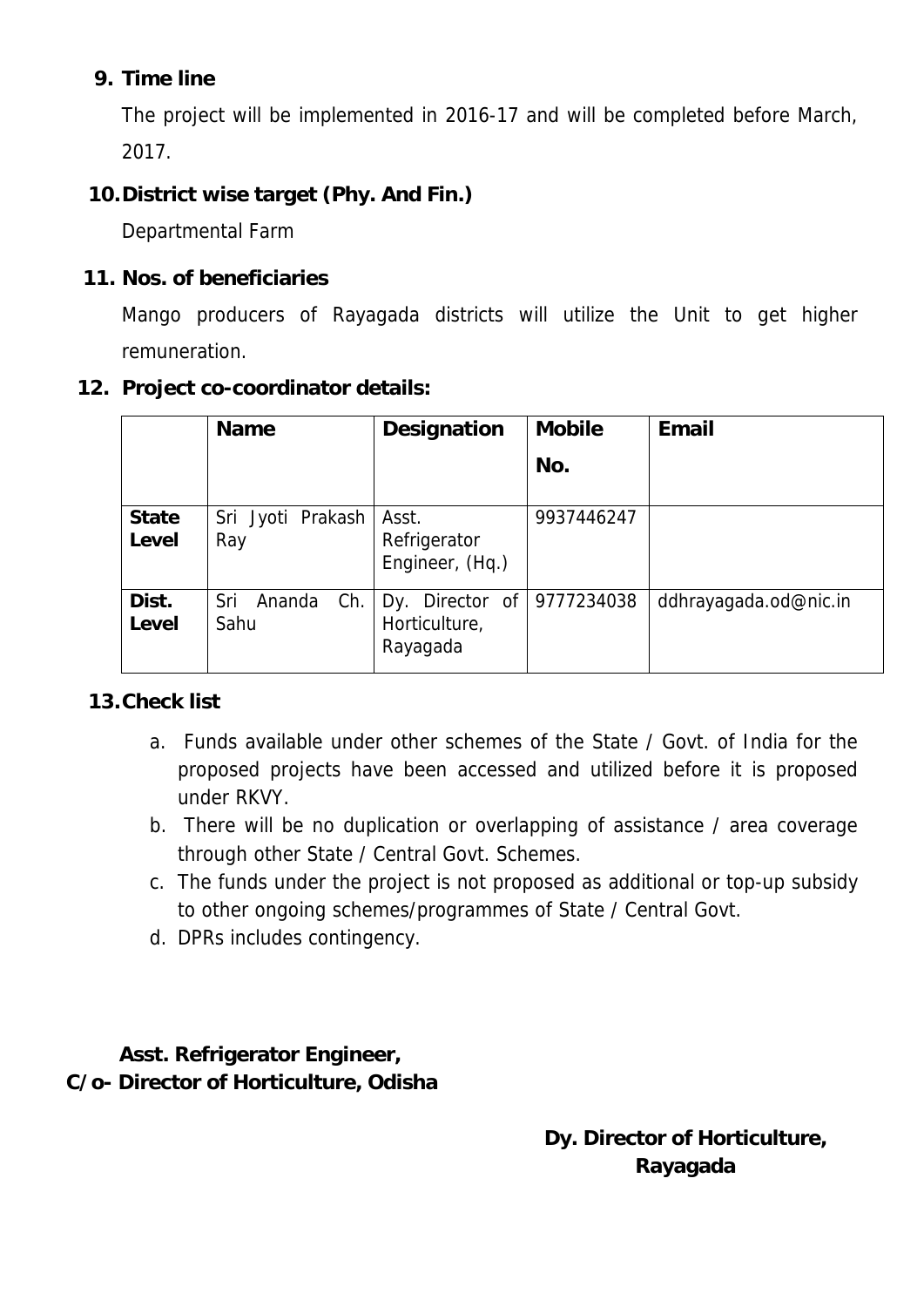## 9. Time line

The project will be implemented in 2016-17 and will be completed before March, 2017.

## 10. District wise target (Phy. And Fin.)

Departmental Farm

## 11. Nos. of beneficiaries

Mango producers of Rayagada districts will utilize the Unit to get higher remuneration.

## 12. Project co-coordinator details:

| | Name | Designation | Mobile No. | Email |
|---|---|---|---|---|
| **State Level** | Sri Jyoti Prakash Ray | Asst. Refrigerator Engineer, (Hq.) | 9937446247 | |
| **Dist. Level** | Sri Ananda Ch. Sahu | Dy. Director of Horticulture, Rayagada | 9777234038 | ddhrayagada.od@nic.in |

## 13. Check list

a. Funds available under other schemes of the State / Govt. of India for the proposed projects have been accessed and utilized before it is proposed under RKVY.

b. There will be no duplication or overlapping of assistance / area coverage through other State / Central Govt. Schemes.

c. The funds under the project is not proposed as additional or top-up subsidy to other ongoing schemes/programmes of State / Central Govt.

d. DPRs includes contingency.

**Asst. Refrigerator Engineer,**
**C/o- Director of Horticulture, Odisha**

**Dy. Director of Horticulture,**
**Rayagada**